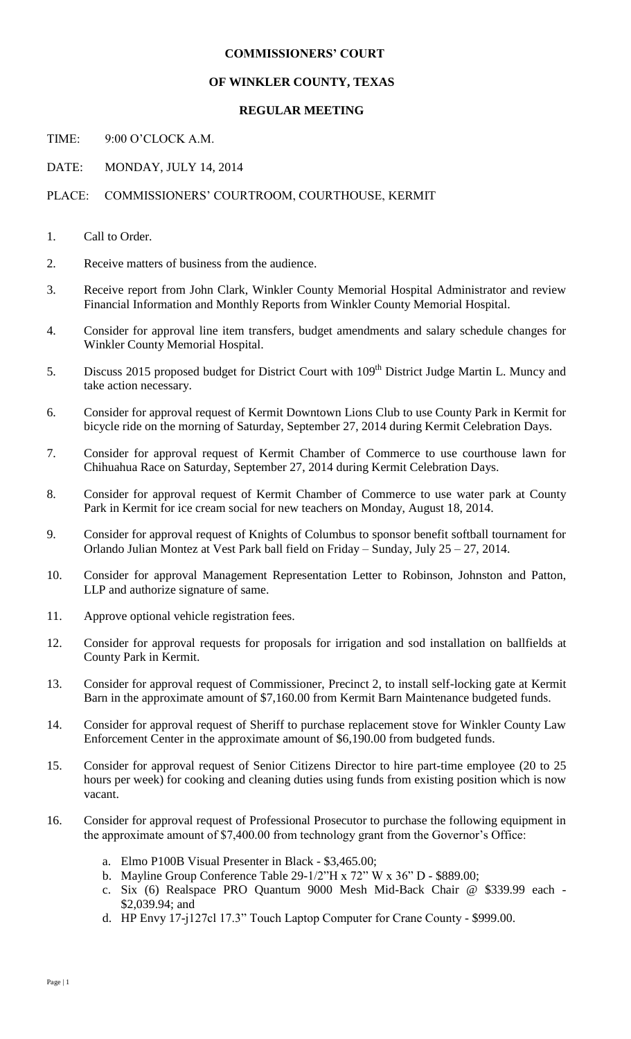# COMMISSIONERS' COURT

## OF WINKLER COUNTY, TEXAS

### REGULAR MEETING

TIME: 9:00 O'CLOCK A.M.

DATE: MONDAY, JULY 14, 2014

PLACE: COMMISSIONERS' COURTROOM, COURTHOUSE, KERMIT

1. Call to Order.
2. Receive matters of business from the audience.
3. Receive report from John Clark, Winkler County Memorial Hospital Administrator and review Financial Information and Monthly Reports from Winkler County Memorial Hospital.
4. Consider for approval line item transfers, budget amendments and salary schedule changes for Winkler County Memorial Hospital.
5. Discuss 2015 proposed budget for District Court with 109th District Judge Martin L. Muncy and take action necessary.
6. Consider for approval request of Kermit Downtown Lions Club to use County Park in Kermit for bicycle ride on the morning of Saturday, September 27, 2014 during Kermit Celebration Days.
7. Consider for approval request of Kermit Chamber of Commerce to use courthouse lawn for Chihuahua Race on Saturday, September 27, 2014 during Kermit Celebration Days.
8. Consider for approval request of Kermit Chamber of Commerce to use water park at County Park in Kermit for ice cream social for new teachers on Monday, August 18, 2014.
9. Consider for approval request of Knights of Columbus to sponsor benefit softball tournament for Orlando Julian Montez at Vest Park ball field on Friday – Sunday, July 25 – 27, 2014.
10. Consider for approval Management Representation Letter to Robinson, Johnston and Patton, LLP and authorize signature of same.
11. Approve optional vehicle registration fees.
12. Consider for approval requests for proposals for irrigation and sod installation on ballfields at County Park in Kermit.
13. Consider for approval request of Commissioner, Precinct 2, to install self-locking gate at Kermit Barn in the approximate amount of $7,160.00 from Kermit Barn Maintenance budgeted funds.
14. Consider for approval request of Sheriff to purchase replacement stove for Winkler County Law Enforcement Center in the approximate amount of $6,190.00 from budgeted funds.
15. Consider for approval request of Senior Citizens Director to hire part-time employee (20 to 25 hours per week) for cooking and cleaning duties using funds from existing position which is now vacant.
16. Consider for approval request of Professional Prosecutor to purchase the following equipment in the approximate amount of $7,400.00 from technology grant from the Governor's Office:
    a. Elmo P100B Visual Presenter in Black - $3,465.00;
    b. Mayline Group Conference Table 29-1/2"H x 72" W x 36" D - $889.00;
    c. Six (6) Realspace PRO Quantum 9000 Mesh Mid-Back Chair @ $339.99 each - $2,039.94; and
    d. HP Envy 17-j127cl 17.3" Touch Laptop Computer for Crane County - $999.00.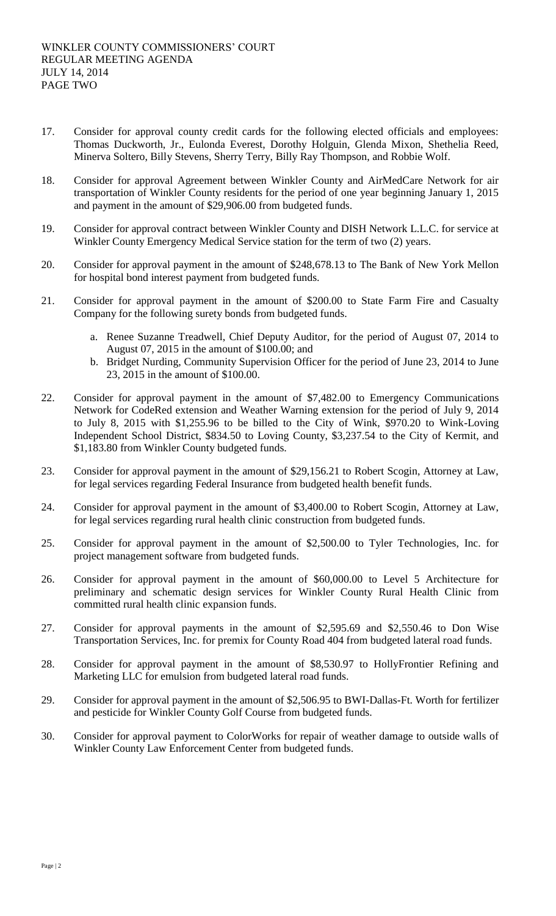17. Consider for approval county credit cards for the following elected officials and employees: Thomas Duckworth, Jr., Eulonda Everest, Dorothy Holguin, Glenda Mixon, Shethelia Reed, Minerva Soltero, Billy Stevens, Sherry Terry, Billy Ray Thompson, and Robbie Wolf.

18. Consider for approval Agreement between Winkler County and AirMedCare Network for air transportation of Winkler County residents for the period of one year beginning January 1, 2015 and payment in the amount of $29,906.00 from budgeted funds.

19. Consider for approval contract between Winkler County and DISH Network L.L.C. for service at Winkler County Emergency Medical Service station for the term of two (2) years.

20. Consider for approval payment in the amount of $248,678.13 to The Bank of New York Mellon for hospital bond interest payment from budgeted funds.

21. Consider for approval payment in the amount of $200.00 to State Farm Fire and Casualty Company for the following surety bonds from budgeted funds.
    a. Renee Suzanne Treadwell, Chief Deputy Auditor, for the period of August 07, 2014 to August 07, 2015 in the amount of $100.00; and
    b. Bridget Nurding, Community Supervision Officer for the period of June 23, 2014 to June 23, 2015 in the amount of $100.00.

22. Consider for approval payment in the amount of $7,482.00 to Emergency Communications Network for CodeRed extension and Weather Warning extension for the period of July 9, 2014 to July 8, 2015 with $1,255.96 to be billed to the City of Wink, $970.20 to Wink-Loving Independent School District, $834.50 to Loving County, $3,237.54 to the City of Kermit, and $1,183.80 from Winkler County budgeted funds.

23. Consider for approval payment in the amount of $29,156.21 to Robert Scogin, Attorney at Law, for legal services regarding Federal Insurance from budgeted health benefit funds.

24. Consider for approval payment in the amount of $3,400.00 to Robert Scogin, Attorney at Law, for legal services regarding rural health clinic construction from budgeted funds.

25. Consider for approval payment in the amount of $2,500.00 to Tyler Technologies, Inc. for project management software from budgeted funds.

26. Consider for approval payment in the amount of $60,000.00 to Level 5 Architecture for preliminary and schematic design services for Winkler County Rural Health Clinic from committed rural health clinic expansion funds.

27. Consider for approval payments in the amount of $2,595.69 and $2,550.46 to Don Wise Transportation Services, Inc. for premix for County Road 404 from budgeted lateral road funds.

28. Consider for approval payment in the amount of $8,530.97 to HollyFrontier Refining and Marketing LLC for emulsion from budgeted lateral road funds.

29. Consider for approval payment in the amount of $2,506.95 to BWI-Dallas-Ft. Worth for fertilizer and pesticide for Winkler County Golf Course from budgeted funds.

30. Consider for approval payment to ColorWorks for repair of weather damage to outside walls of Winkler County Law Enforcement Center from budgeted funds.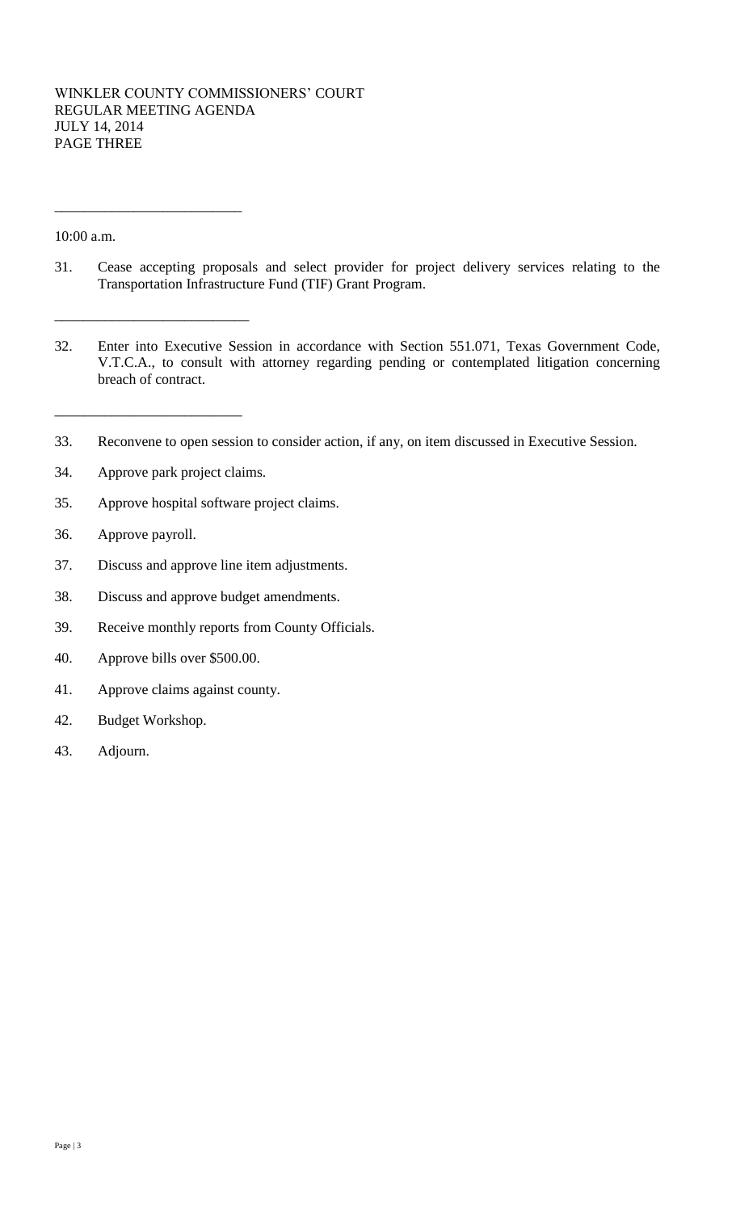WINKLER COUNTY COMMISSIONERS' COURT
REGULAR MEETING AGENDA
JULY 14, 2014
PAGE THREE

---

10:00 a.m.

31. Cease accepting proposals and select provider for project delivery services relating to the Transportation Infrastructure Fund (TIF) Grant Program.

---

32. Enter into Executive Session in accordance with Section 551.071, Texas Government Code, V.T.C.A., to consult with attorney regarding pending or contemplated litigation concerning breach of contract.

---

33. Reconvene to open session to consider action, if any, on item discussed in Executive Session.

34. Approve park project claims.

35. Approve hospital software project claims.

36. Approve payroll.

37. Discuss and approve line item adjustments.

38. Discuss and approve budget amendments.

39. Receive monthly reports from County Officials.

40. Approve bills over $500.00.

41. Approve claims against county.

42. Budget Workshop.

43. Adjourn.